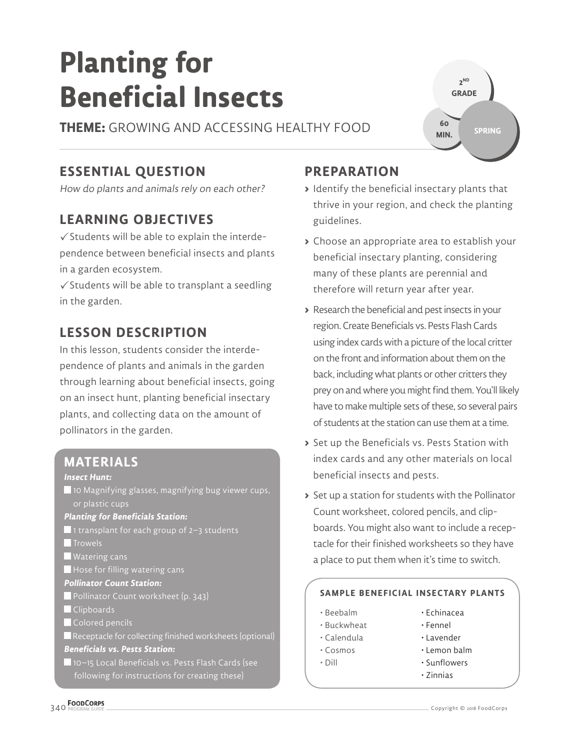# Planting for Beneficial Insects

**THEME:** GROWING AND ACCESSING HEALTHY FOOD

2ND GRADE | 60 MIN. | SPRING

## ESSENTIAL QUESTION

*How do plants and animals rely on each other?*

## LEARNING OBJECTIVES

✓ Students will be able to explain the interdependence between beneficial insects and plants in a garden ecosystem.

✓ Students will be able to transplant a seedling in the garden.

## LESSON DESCRIPTION

In this lesson, students consider the interdependence of plants and animals in the garden through learning about beneficial insects, going on an insect hunt, planting beneficial insectary plants, and collecting data on the amount of pollinators in the garden.

## MATERIALS

***Insect Hunt:***

- 10 Magnifying glasses, magnifying bug viewer cups, or plastic cups

***Planting for Beneficials Station:***

- 1 transplant for each group of 2–3 students
- Trowels
- Watering cans
- Hose for filling watering cans

***Pollinator Count Station:***

- Pollinator Count worksheet (p. 343)
- Clipboards
- Colored pencils
- Receptacle for collecting finished worksheets (optional)

***Beneficials vs. Pests Station:***

- 10–15 Local Beneficials vs. Pests Flash Cards (see following for instructions for creating these)

## PREPARATION

- Identify the beneficial insectary plants that thrive in your region, and check the planting guidelines.
- Choose an appropriate area to establish your beneficial insectary planting, considering many of these plants are perennial and therefore will return year after year.
- Research the beneficial and pest insects in your region. Create Beneficials vs. Pests Flash Cards using index cards with a picture of the local critter on the front and information about them on the back, including what plants or other critters they prey on and where you might find them. You'll likely have to make multiple sets of these, so several pairs of students at the station can use them at a time.
- Set up the Beneficials vs. Pests Station with index cards and any other materials on local beneficial insects and pests.
- Set up a station for students with the Pollinator Count worksheet, colored pencils, and clipboards. You might also want to include a receptacle for their finished worksheets so they have a place to put them when it's time to switch.

### SAMPLE BENEFICIAL INSECTARY PLANTS

- Beebalm
- Buckwheat
- Calendula
- Cosmos
- Dill
- Echinacea
- Fennel
- Lavender
- Lemon balm
- Sunflowers
- Zinnias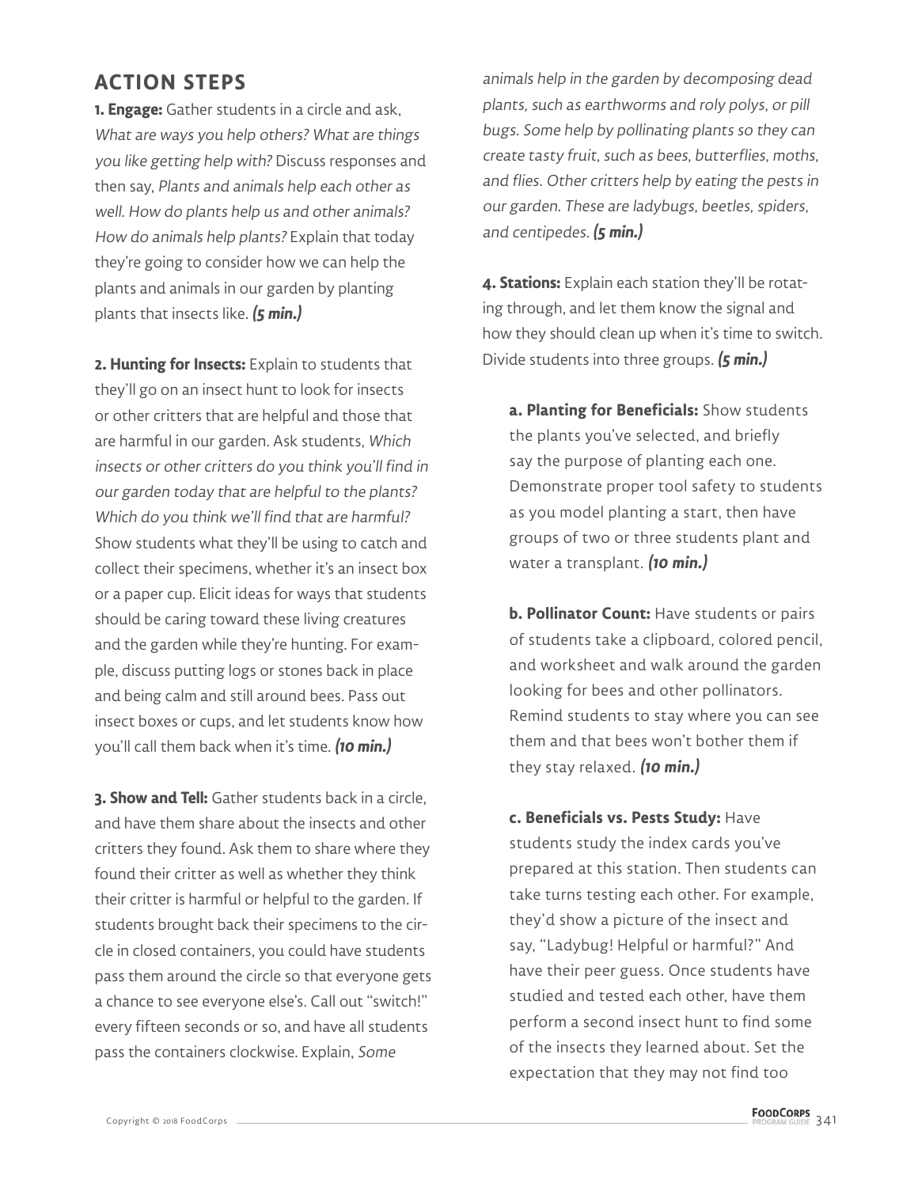## ACTION STEPS

**1. Engage:** Gather students in a circle and ask, *What are ways you help others? What are things you like getting help with?* Discuss responses and then say, *Plants and animals help each other as well. How do plants help us and other animals? How do animals help plants?* Explain that today they're going to consider how we can help the plants and animals in our garden by planting plants that insects like. ***(5 min.)***

**2. Hunting for Insects:** Explain to students that they'll go on an insect hunt to look for insects or other critters that are helpful and those that are harmful in our garden. Ask students, *Which insects or other critters do you think you'll find in our garden today that are helpful to the plants? Which do you think we'll find that are harmful?* Show students what they'll be using to catch and collect their specimens, whether it's an insect box or a paper cup. Elicit ideas for ways that students should be caring toward these living creatures and the garden while they're hunting. For example, discuss putting logs or stones back in place and being calm and still around bees. Pass out insect boxes or cups, and let students know how you'll call them back when it's time. ***(10 min.)***

**3. Show and Tell:** Gather students back in a circle, and have them share about the insects and other critters they found. Ask them to share where they found their critter as well as whether they think their critter is harmful or helpful to the garden. If students brought back their specimens to the circle in closed containers, you could have students pass them around the circle so that everyone gets a chance to see everyone else's. Call out "switch!" every fifteen seconds or so, and have all students pass the containers clockwise. Explain, *Some animals help in the garden by decomposing dead plants, such as earthworms and roly polys, or pill bugs. Some help by pollinating plants so they can create tasty fruit, such as bees, butterflies, moths, and flies. Other critters help by eating the pests in our garden. These are ladybugs, beetles, spiders, and centipedes.* ***(5 min.)***

**4. Stations:** Explain each station they'll be rotating through, and let them know the signal and how they should clean up when it's time to switch. Divide students into three groups. ***(5 min.)***

**a. Planting for Beneficials:** Show students the plants you've selected, and briefly say the purpose of planting each one. Demonstrate proper tool safety to students as you model planting a start, then have groups of two or three students plant and water a transplant. ***(10 min.)***

**b. Pollinator Count:** Have students or pairs of students take a clipboard, colored pencil, and worksheet and walk around the garden looking for bees and other pollinators. Remind students to stay where you can see them and that bees won't bother them if they stay relaxed. ***(10 min.)***

**c. Beneficials vs. Pests Study:** Have students study the index cards you've prepared at this station. Then students can take turns testing each other. For example, they'd show a picture of the insect and say, "Ladybug! Helpful or harmful?" And have their peer guess. Once students have studied and tested each other, have them perform a second insect hunt to find some of the insects they learned about. Set the expectation that they may not find too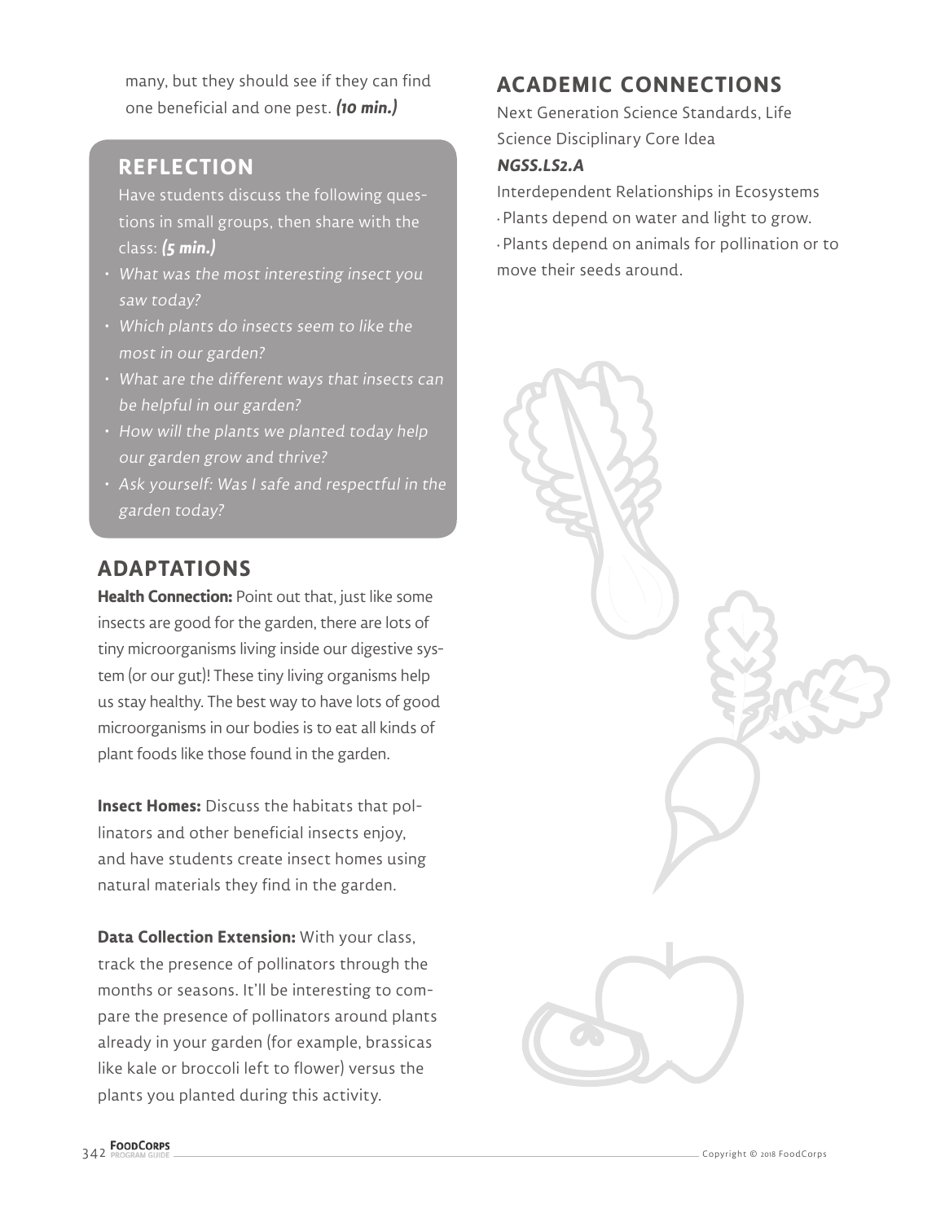many, but they should see if they can find one beneficial and one pest. ***(10 min.)***

## REFLECTION

Have students discuss the following questions in small groups, then share with the class: ***(5 min.)***

- *What was the most interesting insect you saw today?*
- *Which plants do insects seem to like the most in our garden?*
- *What are the different ways that insects can be helpful in our garden?*
- *How will the plants we planted today help our garden grow and thrive?*
- *Ask yourself: Was I safe and respectful in the garden today?*

## ADAPTATIONS

**Health Connection:** Point out that, just like some insects are good for the garden, there are lots of tiny microorganisms living inside our digestive system (or our gut)! These tiny living organisms help us stay healthy. The best way to have lots of good microorganisms in our bodies is to eat all kinds of plant foods like those found in the garden.

**Insect Homes:** Discuss the habitats that pollinators and other beneficial insects enjoy, and have students create insect homes using natural materials they find in the garden.

**Data Collection Extension:** With your class, track the presence of pollinators through the months or seasons. It'll be interesting to compare the presence of pollinators around plants already in your garden (for example, brassicas like kale or broccoli left to flower) versus the plants you planted during this activity.

## ACADEMIC CONNECTIONS

Next Generation Science Standards, Life Science Disciplinary Core Idea

***NGSS.LS2.A***

Interdependent Relationships in Ecosystems

- Plants depend on water and light to grow.
- Plants depend on animals for pollination or to move their seeds around.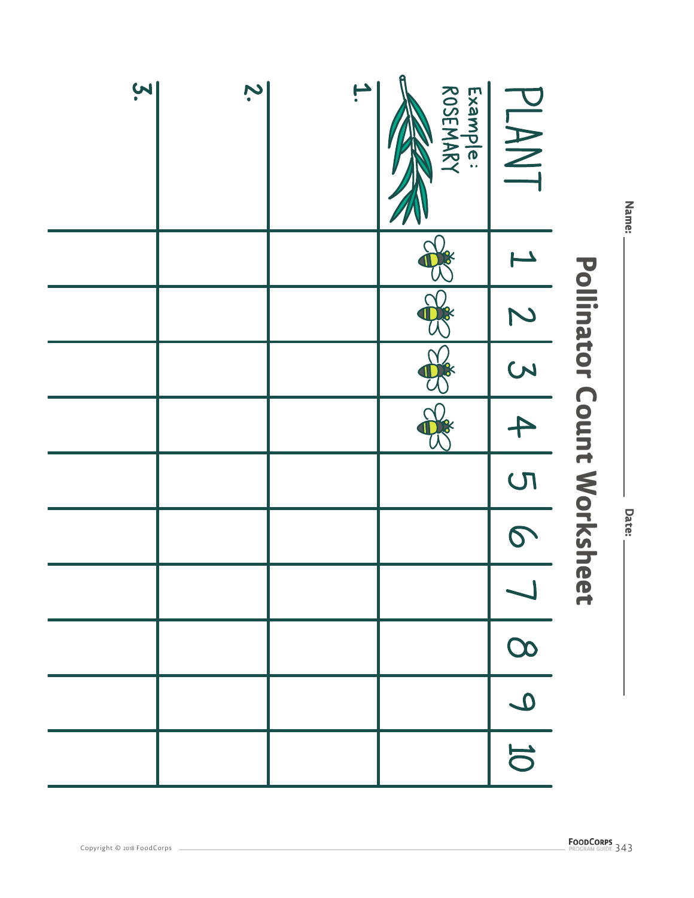Name: ____________________ Date: ____________________

# Pollinator Count Worksheet

| PLANT | 1 | 2 | 3 | 4 | 5 | 6 | 7 | 8 | 9 | 10 |
|---|---|---|---|---|---|---|---|---|---|---|
| Example: ROSEMARY | | | | | | | | | | |
| 1. | | | | | | | | | | |
| 2. | | | | | | | | | | |
| 3. | | | | | | | | | | |

Copyright © 2018 FoodCorps